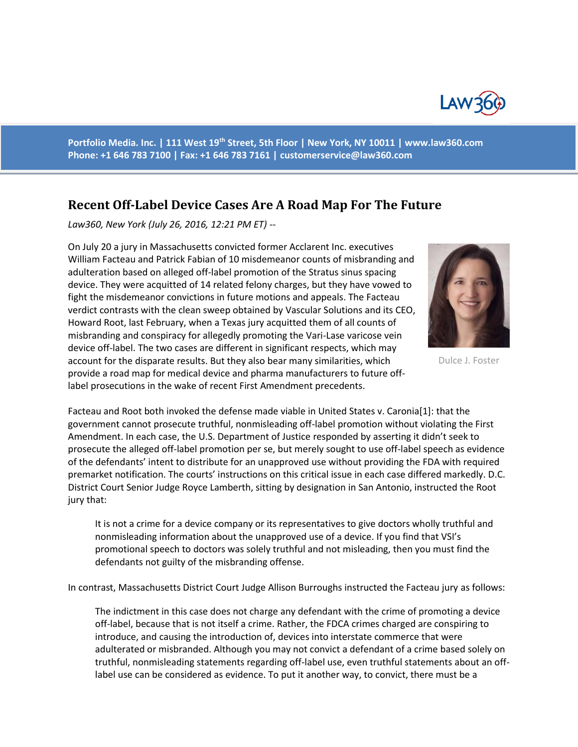Portfolio Media. Inc. | 111 West 19th Street, 5th Floor | New York, NY 10011 | www.law360.com
Phone: +1 646 783 7100 | Fax: +1 646 783 7161 | customerservice@law360.com

# Recent Off-Label Device Cases Are A Road Map For The Future

*Law360, New York (July 26, 2016, 12:21 PM ET) --*

Dulce J. Foster

On July 20 a jury in Massachusetts convicted former Acclarent Inc. executives William Facteau and Patrick Fabian of 10 misdemeanor counts of misbranding and adulteration based on alleged off-label promotion of the Stratus sinus spacing device. They were acquitted of 14 related felony charges, but they have vowed to fight the misdemeanor convictions in future motions and appeals. The Facteau verdict contrasts with the clean sweep obtained by Vascular Solutions and its CEO, Howard Root, last February, when a Texas jury acquitted them of all counts of misbranding and conspiracy for allegedly promoting the Vari-Lase varicose vein device off-label. The two cases are different in significant respects, which may account for the disparate results. But they also bear many similarities, which provide a road map for medical device and pharma manufacturers to future off-label prosecutions in the wake of recent First Amendment precedents.

Facteau and Root both invoked the defense made viable in United States v. Caronia[1]: that the government cannot prosecute truthful, nonmisleading off-label promotion without violating the First Amendment. In each case, the U.S. Department of Justice responded by asserting it didn't seek to prosecute the alleged off-label promotion per se, but merely sought to use off-label speech as evidence of the defendants' intent to distribute for an unapproved use without providing the FDA with required premarket notification. The courts' instructions on this critical issue in each case differed markedly. D.C. District Court Senior Judge Royce Lamberth, sitting by designation in San Antonio, instructed the Root jury that:

> It is not a crime for a device company or its representatives to give doctors wholly truthful and nonmisleading information about the unapproved use of a device. If you find that VSI's promotional speech to doctors was solely truthful and not misleading, then you must find the defendants not guilty of the misbranding offense.

In contrast, Massachusetts District Court Judge Allison Burroughs instructed the Facteau jury as follows:

> The indictment in this case does not charge any defendant with the crime of promoting a device off-label, because that is not itself a crime. Rather, the FDCA crimes charged are conspiring to introduce, and causing the introduction of, devices into interstate commerce that were adulterated or misbranded. Although you may not convict a defendant of a crime based solely on truthful, nonmisleading statements regarding off-label use, even truthful statements about an off-label use can be considered as evidence. To put it another way, to convict, there must be a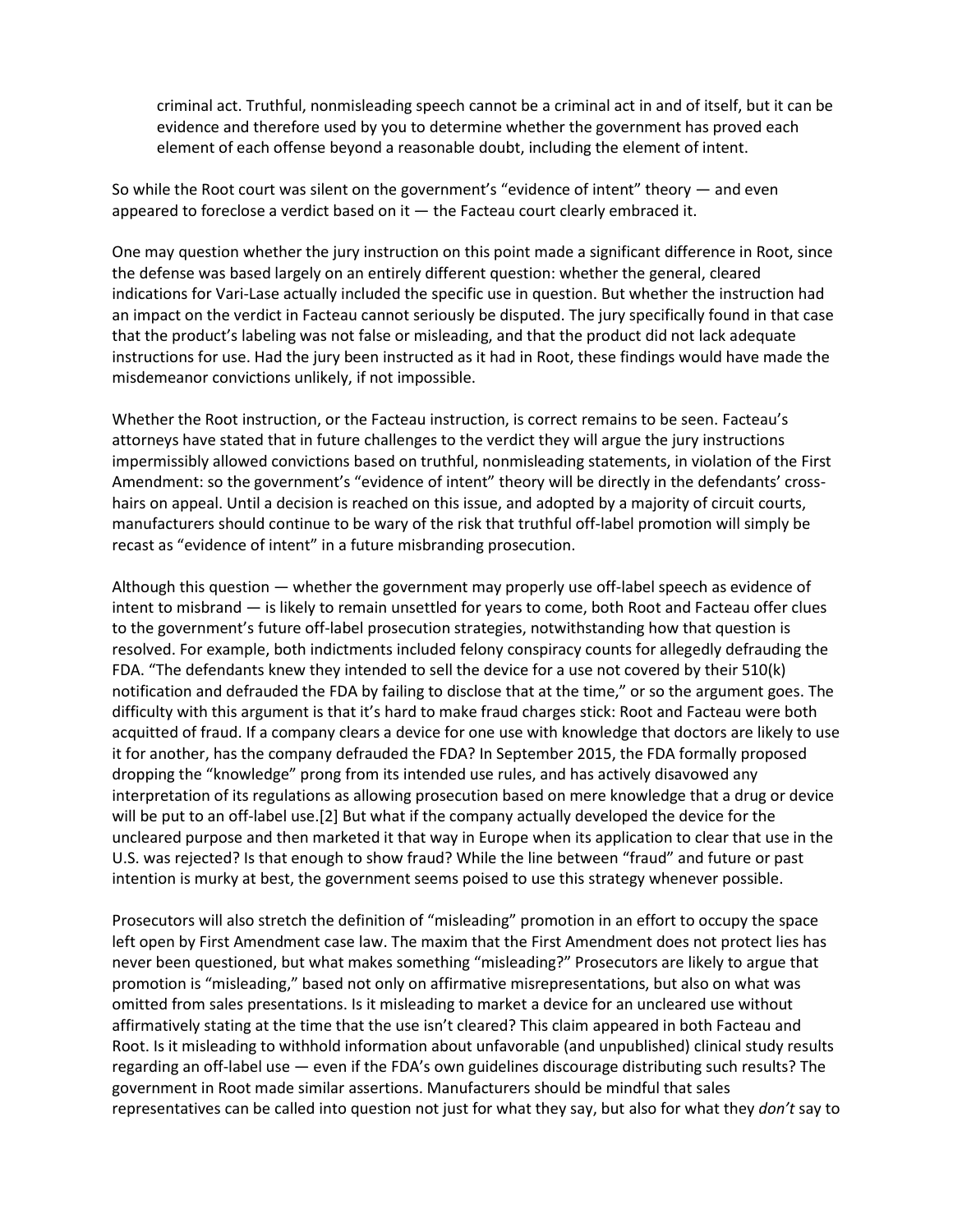> criminal act. Truthful, nonmisleading speech cannot be a criminal act in and of itself, but it can be evidence and therefore used by you to determine whether the government has proved each element of each offense beyond a reasonable doubt, including the element of intent.

So while the Root court was silent on the government's "evidence of intent" theory — and even appeared to foreclose a verdict based on it — the Facteau court clearly embraced it.

One may question whether the jury instruction on this point made a significant difference in Root, since the defense was based largely on an entirely different question: whether the general, cleared indications for Vari-Lase actually included the specific use in question. But whether the instruction had an impact on the verdict in Facteau cannot seriously be disputed. The jury specifically found in that case that the product's labeling was not false or misleading, and that the product did not lack adequate instructions for use. Had the jury been instructed as it had in Root, these findings would have made the misdemeanor convictions unlikely, if not impossible.

Whether the Root instruction, or the Facteau instruction, is correct remains to be seen. Facteau's attorneys have stated that in future challenges to the verdict they will argue the jury instructions impermissibly allowed convictions based on truthful, nonmisleading statements, in violation of the First Amendment: so the government's "evidence of intent" theory will be directly in the defendants' cross-hairs on appeal. Until a decision is reached on this issue, and adopted by a majority of circuit courts, manufacturers should continue to be wary of the risk that truthful off-label promotion will simply be recast as "evidence of intent" in a future misbranding prosecution.

Although this question — whether the government may properly use off-label speech as evidence of intent to misbrand — is likely to remain unsettled for years to come, both Root and Facteau offer clues to the government's future off-label prosecution strategies, notwithstanding how that question is resolved. For example, both indictments included felony conspiracy counts for allegedly defrauding the FDA. "The defendants knew they intended to sell the device for a use not covered by their 510(k) notification and defrauded the FDA by failing to disclose that at the time," or so the argument goes. The difficulty with this argument is that it's hard to make fraud charges stick: Root and Facteau were both acquitted of fraud. If a company clears a device for one use with knowledge that doctors are likely to use it for another, has the company defrauded the FDA? In September 2015, the FDA formally proposed dropping the "knowledge" prong from its intended use rules, and has actively disavowed any interpretation of its regulations as allowing prosecution based on mere knowledge that a drug or device will be put to an off-label use.[2] But what if the company actually developed the device for the uncleared purpose and then marketed it that way in Europe when its application to clear that use in the U.S. was rejected? Is that enough to show fraud? While the line between "fraud" and future or past intention is murky at best, the government seems poised to use this strategy whenever possible.

Prosecutors will also stretch the definition of "misleading" promotion in an effort to occupy the space left open by First Amendment case law. The maxim that the First Amendment does not protect lies has never been questioned, but what makes something "misleading?" Prosecutors are likely to argue that promotion is "misleading," based not only on affirmative misrepresentations, but also on what was omitted from sales presentations. Is it misleading to market a device for an uncleared use without affirmatively stating at the time that the use isn't cleared? This claim appeared in both Facteau and Root. Is it misleading to withhold information about unfavorable (and unpublished) clinical study results regarding an off-label use — even if the FDA's own guidelines discourage distributing such results? The government in Root made similar assertions. Manufacturers should be mindful that sales representatives can be called into question not just for what they say, but also for what they *don't* say to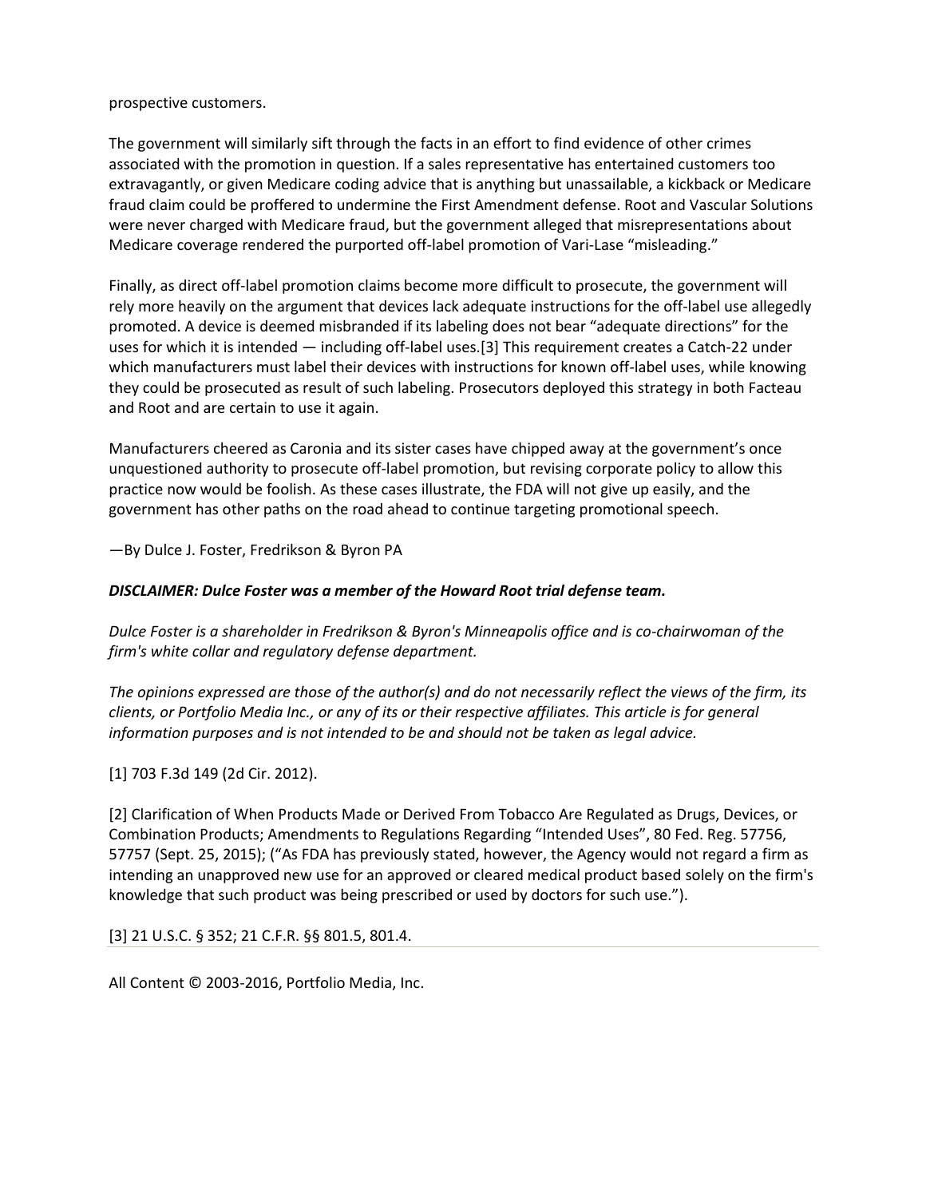prospective customers.

The government will similarly sift through the facts in an effort to find evidence of other crimes associated with the promotion in question. If a sales representative has entertained customers too extravagantly, or given Medicare coding advice that is anything but unassailable, a kickback or Medicare fraud claim could be proffered to undermine the First Amendment defense. Root and Vascular Solutions were never charged with Medicare fraud, but the government alleged that misrepresentations about Medicare coverage rendered the purported off-label promotion of Vari-Lase "misleading."

Finally, as direct off-label promotion claims become more difficult to prosecute, the government will rely more heavily on the argument that devices lack adequate instructions for the off-label use allegedly promoted. A device is deemed misbranded if its labeling does not bear "adequate directions" for the uses for which it is intended — including off-label uses.[3] This requirement creates a Catch-22 under which manufacturers must label their devices with instructions for known off-label uses, while knowing they could be prosecuted as result of such labeling. Prosecutors deployed this strategy in both Facteau and Root and are certain to use it again.

Manufacturers cheered as Caronia and its sister cases have chipped away at the government's once unquestioned authority to prosecute off-label promotion, but revising corporate policy to allow this practice now would be foolish. As these cases illustrate, the FDA will not give up easily, and the government has other paths on the road ahead to continue targeting promotional speech.

—By Dulce J. Foster, Fredrikson & Byron PA

***DISCLAIMER: Dulce Foster was a member of the Howard Root trial defense team.***

*Dulce Foster is a shareholder in Fredrikson & Byron's Minneapolis office and is co-chairwoman of the firm's white collar and regulatory defense department.*

*The opinions expressed are those of the author(s) and do not necessarily reflect the views of the firm, its clients, or Portfolio Media Inc., or any of its or their respective affiliates. This article is for general information purposes and is not intended to be and should not be taken as legal advice.*

[1] 703 F.3d 149 (2d Cir. 2012).

[2] Clarification of When Products Made or Derived From Tobacco Are Regulated as Drugs, Devices, or Combination Products; Amendments to Regulations Regarding "Intended Uses", 80 Fed. Reg. 57756, 57757 (Sept. 25, 2015); ("As FDA has previously stated, however, the Agency would not regard a firm as intending an unapproved new use for an approved or cleared medical product based solely on the firm's knowledge that such product was being prescribed or used by doctors for such use.").

[3] 21 U.S.C. § 352; 21 C.F.R. §§ 801.5, 801.4.

All Content © 2003-2016, Portfolio Media, Inc.